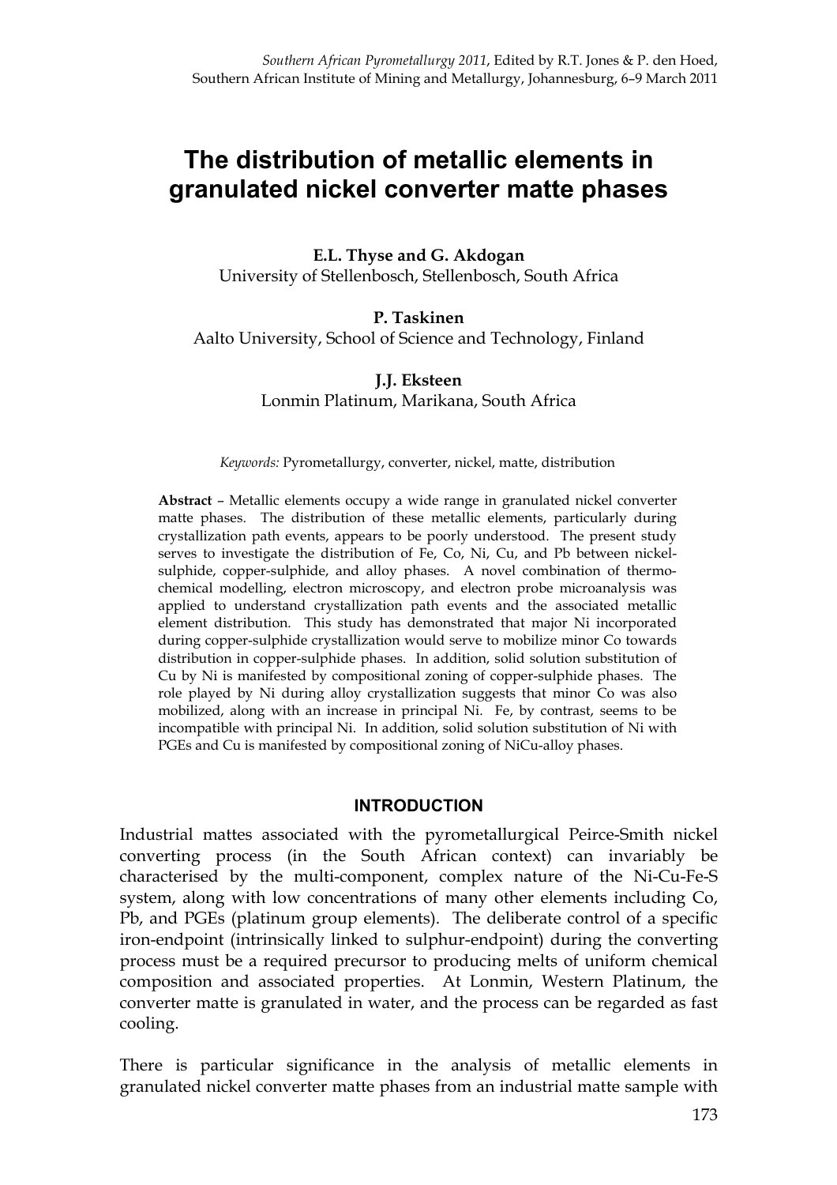# The distribution of metallic elements in granulated nickel converter matte phases

**E.L. Thyse and G. Akdogan**
University of Stellenbosch, Stellenbosch, South Africa

**P. Taskinen**
Aalto University, School of Science and Technology, Finland

**J.J. Eksteen**
Lonmin Platinum, Marikana, South Africa

*Keywords:* Pyrometallurgy, converter, nickel, matte, distribution

**Abstract** – Metallic elements occupy a wide range in granulated nickel converter matte phases. The distribution of these metallic elements, particularly during crystallization path events, appears to be poorly understood. The present study serves to investigate the distribution of Fe, Co, Ni, Cu, and Pb between nickel-sulphide, copper-sulphide, and alloy phases. A novel combination of thermo-chemical modelling, electron microscopy, and electron probe microanalysis was applied to understand crystallization path events and the associated metallic element distribution. This study has demonstrated that major Ni incorporated during copper-sulphide crystallization would serve to mobilize minor Co towards distribution in copper-sulphide phases. In addition, solid solution substitution of Cu by Ni is manifested by compositional zoning of copper-sulphide phases. The role played by Ni during alloy crystallization suggests that minor Co was also mobilized, along with an increase in principal Ni. Fe, by contrast, seems to be incompatible with principal Ni. In addition, solid solution substitution of Ni with PGEs and Cu is manifested by compositional zoning of NiCu-alloy phases.

## INTRODUCTION

Industrial mattes associated with the pyrometallurgical Peirce-Smith nickel converting process (in the South African context) can invariably be characterised by the multi-component, complex nature of the Ni-Cu-Fe-S system, along with low concentrations of many other elements including Co, Pb, and PGEs (platinum group elements). The deliberate control of a specific iron-endpoint (intrinsically linked to sulphur-endpoint) during the converting process must be a required precursor to producing melts of uniform chemical composition and associated properties. At Lonmin, Western Platinum, the converter matte is granulated in water, and the process can be regarded as fast cooling.

There is particular significance in the analysis of metallic elements in granulated nickel converter matte phases from an industrial matte sample with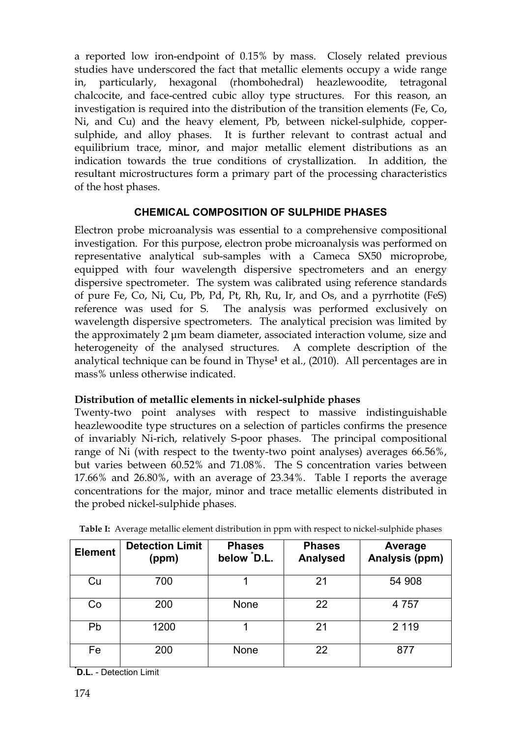a reported low iron-endpoint of 0.15% by mass. Closely related previous studies have underscored the fact that metallic elements occupy a wide range in, particularly, hexagonal (rhombohedral) heazlewoodite, tetragonal chalcocite, and face-centred cubic alloy type structures. For this reason, an investigation is required into the distribution of the transition elements (Fe, Co, Ni, and Cu) and the heavy element, Pb, between nickel-sulphide, copper-sulphide, and alloy phases. It is further relevant to contrast actual and equilibrium trace, minor, and major metallic element distributions as an indication towards the true conditions of crystallization. In addition, the resultant microstructures form a primary part of the processing characteristics of the host phases.

## CHEMICAL COMPOSITION OF SULPHIDE PHASES

Electron probe microanalysis was essential to a comprehensive compositional investigation. For this purpose, electron probe microanalysis was performed on representative analytical sub-samples with a Cameca SX50 microprobe, equipped with four wavelength dispersive spectrometers and an energy dispersive spectrometer. The system was calibrated using reference standards of pure Fe, Co, Ni, Cu, Pb, Pd, Pt, Rh, Ru, Ir, and Os, and a pyrrhotite (FeS) reference was used for S. The analysis was performed exclusively on wavelength dispersive spectrometers. The analytical precision was limited by the approximately 2 µm beam diameter, associated interaction volume, size and heterogeneity of the analysed structures. A complete description of the analytical technique can be found in Thyse[1] et al., (2010). All percentages are in mass% unless otherwise indicated.

### Distribution of metallic elements in nickel-sulphide phases

Twenty-two point analyses with respect to massive indistinguishable heazlewoodite type structures on a selection of particles confirms the presence of invariably Ni-rich, relatively S-poor phases. The principal compositional range of Ni (with respect to the twenty-two point analyses) averages 66.56%, but varies between 60.52% and 71.08%. The S concentration varies between 17.66% and 26.80%, with an average of 23.34%. Table I reports the average concentrations for the major, minor and trace metallic elements distributed in the probed nickel-sulphide phases.

**Table I:** Average metallic element distribution in ppm with respect to nickel-sulphide phases

| Element | Detection Limit (ppm) | Phases below *D.L. | Phases Analysed | Average Analysis (ppm) |
|---|---|---|---|---|
| Cu | 700 | 1 | 21 | 54 908 |
| Co | 200 | None | 22 | 4 757 |
| Pb | 1200 | 1 | 21 | 2 119 |
| Fe | 200 | None | 22 | 877 |

***D.L.** - Detection Limit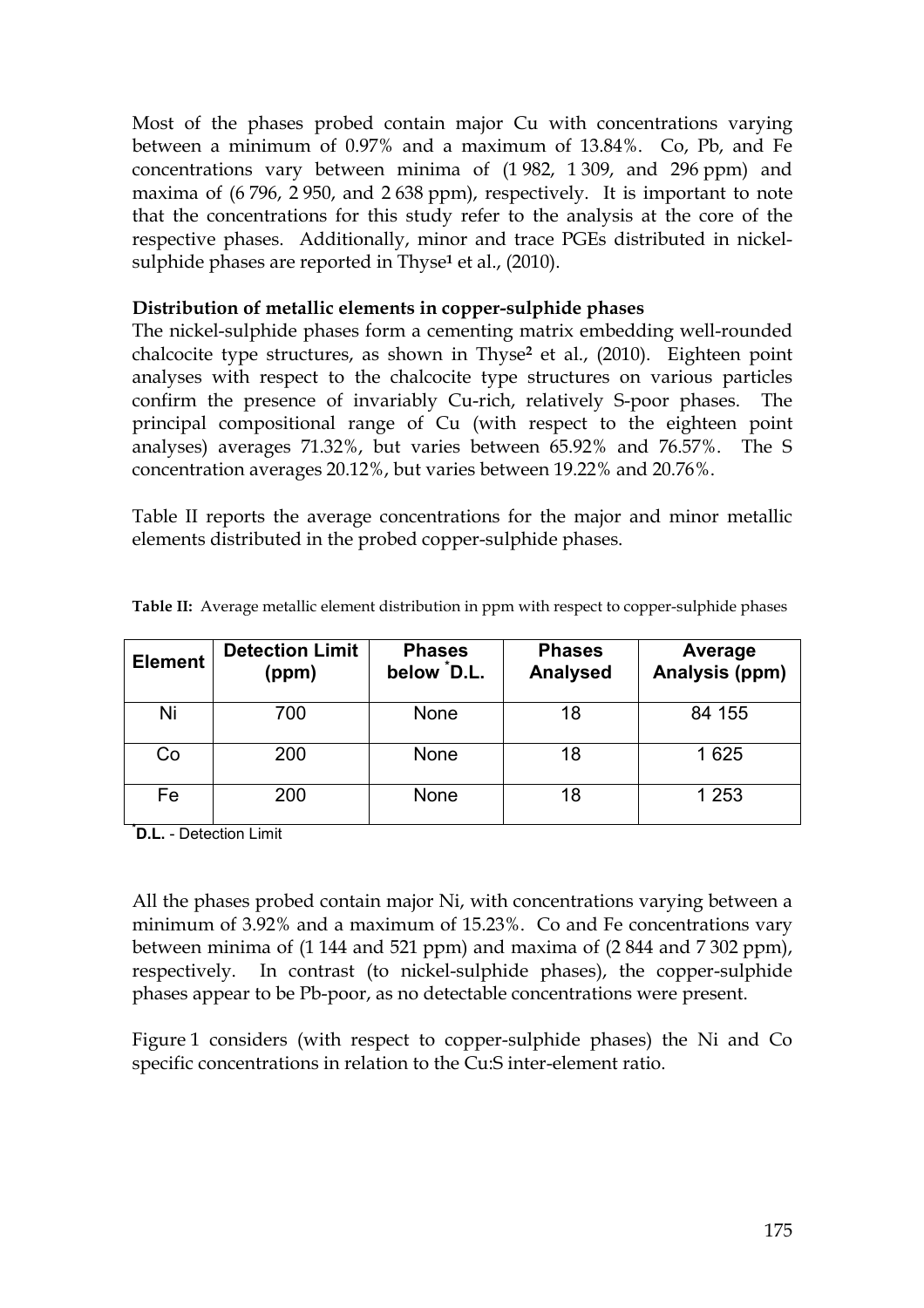Most of the phases probed contain major Cu with concentrations varying between a minimum of 0.97% and a maximum of 13.84%. Co, Pb, and Fe concentrations vary between minima of (1 982, 1 309, and 296 ppm) and maxima of (6 796, 2 950, and 2 638 ppm), respectively. It is important to note that the concentrations for this study refer to the analysis at the core of the respective phases. Additionally, minor and trace PGEs distributed in nickel-sulphide phases are reported in Thyse[1] et al., (2010).

**Distribution of metallic elements in copper-sulphide phases**

The nickel-sulphide phases form a cementing matrix embedding well-rounded chalcocite type structures, as shown in Thyse[2] et al., (2010). Eighteen point analyses with respect to the chalcocite type structures on various particles confirm the presence of invariably Cu-rich, relatively S-poor phases. The principal compositional range of Cu (with respect to the eighteen point analyses) averages 71.32%, but varies between 65.92% and 76.57%. The S concentration averages 20.12%, but varies between 19.22% and 20.76%.

Table II reports the average concentrations for the major and minor metallic elements distributed in the probed copper-sulphide phases.

**Table II:** Average metallic element distribution in ppm with respect to copper-sulphide phases

| Element | Detection Limit (ppm) | Phases below *D.L. | Phases Analysed | Average Analysis (ppm) |
|---|---|---|---|---|
| Ni | 700 | None | 18 | 84 155 |
| Co | 200 | None | 18 | 1 625 |
| Fe | 200 | None | 18 | 1 253 |

***D.L.** - Detection Limit

All the phases probed contain major Ni, with concentrations varying between a minimum of 3.92% and a maximum of 15.23%. Co and Fe concentrations vary between minima of (1 144 and 521 ppm) and maxima of (2 844 and 7 302 ppm), respectively. In contrast (to nickel-sulphide phases), the copper-sulphide phases appear to be Pb-poor, as no detectable concentrations were present.

Figure 1 considers (with respect to copper-sulphide phases) the Ni and Co specific concentrations in relation to the Cu:S inter-element ratio.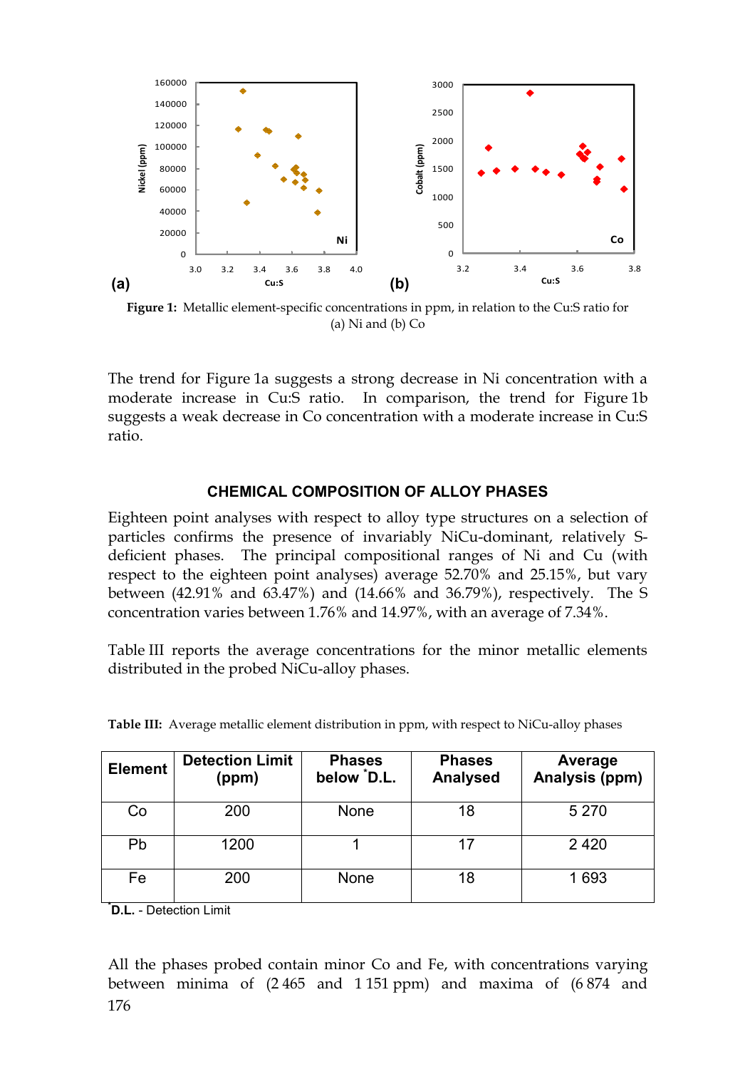**Figure 1:** Metallic element-specific concentrations in ppm, in relation to the Cu:S ratio for (a) Ni and (b) Co

The trend for Figure 1a suggests a strong decrease in Ni concentration with a moderate increase in Cu:S ratio. In comparison, the trend for Figure 1b suggests a weak decrease in Co concentration with a moderate increase in Cu:S ratio.

## CHEMICAL COMPOSITION OF ALLOY PHASES

Eighteen point analyses with respect to alloy type structures on a selection of particles confirms the presence of invariably NiCu-dominant, relatively S-deficient phases. The principal compositional ranges of Ni and Cu (with respect to the eighteen point analyses) average 52.70% and 25.15%, but vary between (42.91% and 63.47%) and (14.66% and 36.79%), respectively. The S concentration varies between 1.76% and 14.97%, with an average of 7.34%.

Table III reports the average concentrations for the minor metallic elements distributed in the probed NiCu-alloy phases.

**Table III:** Average metallic element distribution in ppm, with respect to NiCu-alloy phases

| Element | Detection Limit (ppm) | Phases below *D.L. | Phases Analysed | Average Analysis (ppm) |
|---|---|---|---|---|
| Co | 200 | None | 18 | 5 270 |
| Pb | 1200 | 1 | 17 | 2 420 |
| Fe | 200 | None | 18 | 1 693 |

*D.L. - Detection Limit

All the phases probed contain minor Co and Fe, with concentrations varying between minima of (2 465 and 1 151 ppm) and maxima of (6 874 and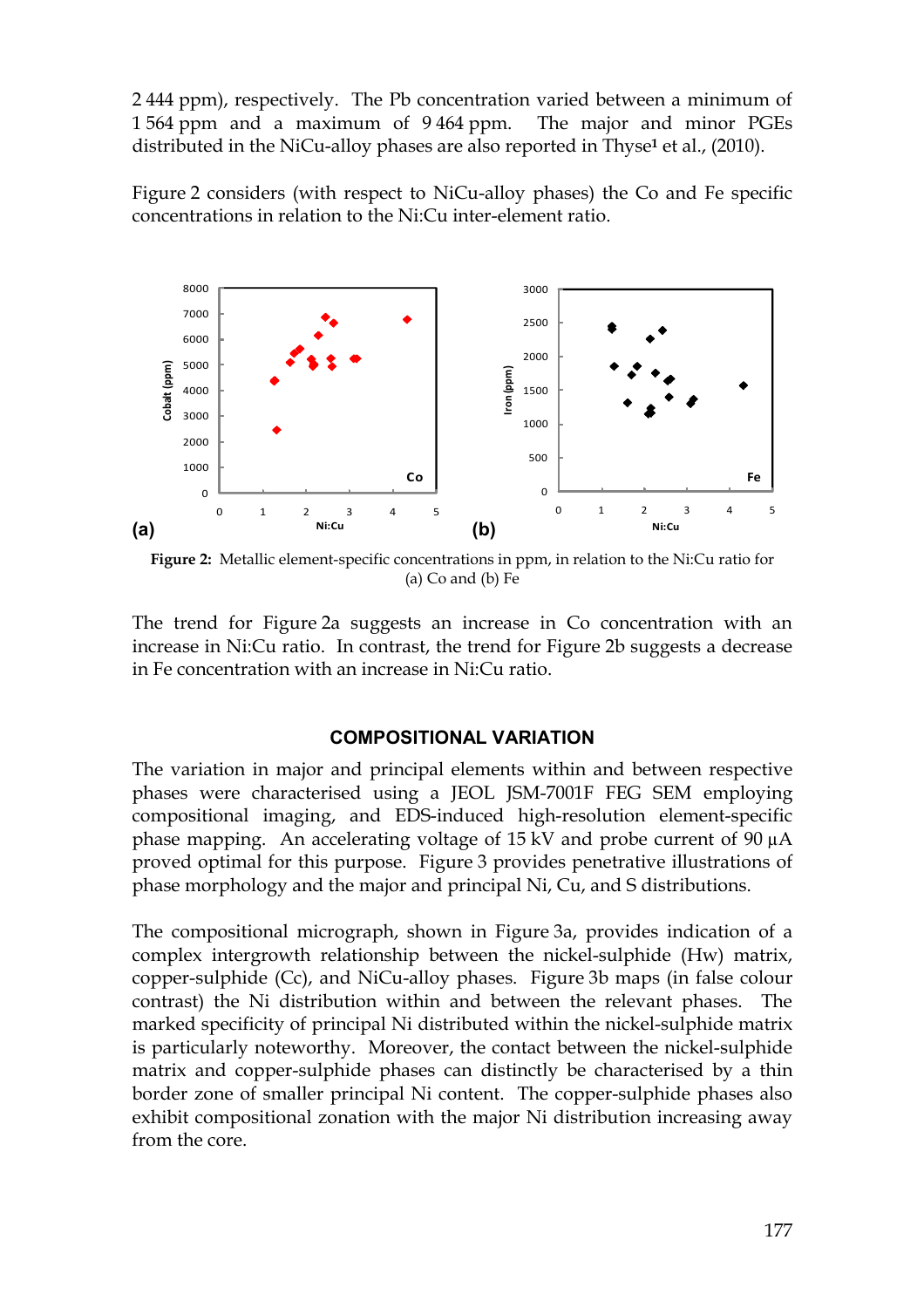2 444 ppm), respectively. The Pb concentration varied between a minimum of 1 564 ppm and a maximum of 9 464 ppm. The major and minor PGEs distributed in the NiCu-alloy phases are also reported in Thyse[1] et al., (2010).

Figure 2 considers (with respect to NiCu-alloy phases) the Co and Fe specific concentrations in relation to the Ni:Cu inter-element ratio.

**Figure 2:** Metallic element-specific concentrations in ppm, in relation to the Ni:Cu ratio for (a) Co and (b) Fe

The trend for Figure 2a suggests an increase in Co concentration with an increase in Ni:Cu ratio. In contrast, the trend for Figure 2b suggests a decrease in Fe concentration with an increase in Ni:Cu ratio.

## COMPOSITIONAL VARIATION

The variation in major and principal elements within and between respective phases were characterised using a JEOL JSM-7001F FEG SEM employing compositional imaging, and EDS-induced high-resolution element-specific phase mapping. An accelerating voltage of 15 kV and probe current of 90 μA proved optimal for this purpose. Figure 3 provides penetrative illustrations of phase morphology and the major and principal Ni, Cu, and S distributions.

The compositional micrograph, shown in Figure 3a, provides indication of a complex intergrowth relationship between the nickel-sulphide (Hw) matrix, copper-sulphide (Cc), and NiCu-alloy phases. Figure 3b maps (in false colour contrast) the Ni distribution within and between the relevant phases. The marked specificity of principal Ni distributed within the nickel-sulphide matrix is particularly noteworthy. Moreover, the contact between the nickel-sulphide matrix and copper-sulphide phases can distinctly be characterised by a thin border zone of smaller principal Ni content. The copper-sulphide phases also exhibit compositional zonation with the major Ni distribution increasing away from the core.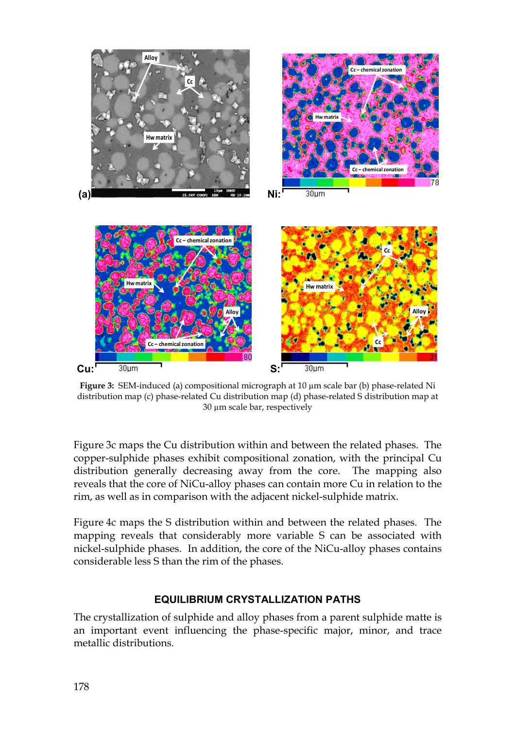**Figure 3:** SEM-induced (a) compositional micrograph at 10 µm scale bar (b) phase-related Ni distribution map (c) phase-related Cu distribution map (d) phase-related S distribution map at 30 µm scale bar, respectively

Figure 3c maps the Cu distribution within and between the related phases. The copper-sulphide phases exhibit compositional zonation, with the principal Cu distribution generally decreasing away from the core. The mapping also reveals that the core of NiCu-alloy phases can contain more Cu in relation to the rim, as well as in comparison with the adjacent nickel-sulphide matrix.

Figure 4c maps the S distribution within and between the related phases. The mapping reveals that considerably more variable S can be associated with nickel-sulphide phases. In addition, the core of the NiCu-alloy phases contains considerable less S than the rim of the phases.

## EQUILIBRIUM CRYSTALLIZATION PATHS

The crystallization of sulphide and alloy phases from a parent sulphide matte is an important event influencing the phase-specific major, minor, and trace metallic distributions.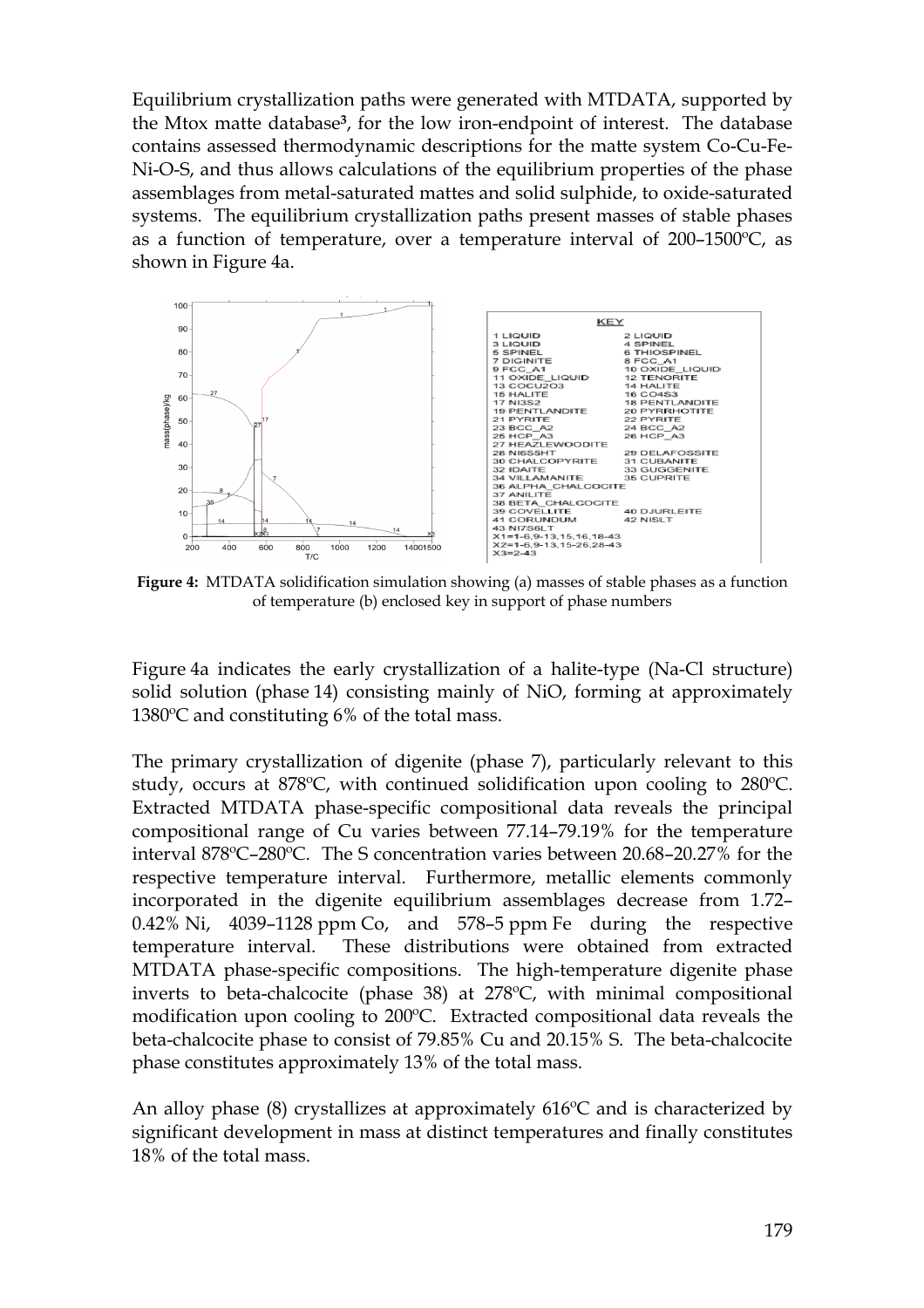Equilibrium crystallization paths were generated with MTDATA, supported by the Mtox matte database[3], for the low iron-endpoint of interest. The database contains assessed thermodynamic descriptions for the matte system Co-Cu-Fe-Ni-O-S, and thus allows calculations of the equilibrium properties of the phase assemblages from metal-saturated mattes and solid sulphide, to oxide-saturated systems. The equilibrium crystallization paths present masses of stable phases as a function of temperature, over a temperature interval of 200–1500ºC, as shown in Figure 4a.

**Figure 4:** MTDATA solidification simulation showing (a) masses of stable phases as a function of temperature (b) enclosed key in support of phase numbers

Figure 4a indicates the early crystallization of a halite-type (Na-Cl structure) solid solution (phase 14) consisting mainly of NiO, forming at approximately 1380ºC and constituting 6% of the total mass.

The primary crystallization of digenite (phase 7), particularly relevant to this study, occurs at 878ºC, with continued solidification upon cooling to 280ºC. Extracted MTDATA phase-specific compositional data reveals the principal compositional range of Cu varies between 77.14–79.19% for the temperature interval 878ºC–280ºC. The S concentration varies between 20.68–20.27% for the respective temperature interval. Furthermore, metallic elements commonly incorporated in the digenite equilibrium assemblages decrease from 1.72–0.42% Ni, 4039–1128 ppm Co, and 578–5 ppm Fe during the respective temperature interval. These distributions were obtained from extracted MTDATA phase-specific compositions. The high-temperature digenite phase inverts to beta-chalcocite (phase 38) at 278ºC, with minimal compositional modification upon cooling to 200ºC. Extracted compositional data reveals the beta-chalcocite phase to consist of 79.85% Cu and 20.15% S. The beta-chalcocite phase constitutes approximately 13% of the total mass.

An alloy phase (8) crystallizes at approximately 616ºC and is characterized by significant development in mass at distinct temperatures and finally constitutes 18% of the total mass.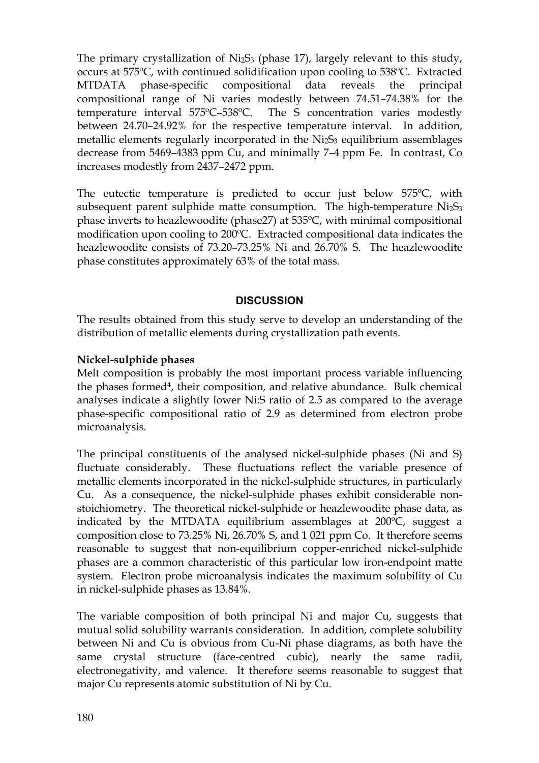The primary crystallization of $Ni_2S_3$ (phase 17), largely relevant to this study, occurs at 575ºC, with continued solidification upon cooling to 538ºC. Extracted MTDATA phase-specific compositional data reveals the principal compositional range of Ni varies modestly between 74.51–74.38% for the temperature interval 575ºC–538ºC. The S concentration varies modestly between 24.70–24.92% for the respective temperature interval. In addition, metallic elements regularly incorporated in the $Ni_2S_3$ equilibrium assemblages decrease from 5469–4383 ppm Cu, and minimally 7–4 ppm Fe. In contrast, Co increases modestly from 2437–2472 ppm.

The eutectic temperature is predicted to occur just below 575ºC, with subsequent parent sulphide matte consumption. The high-temperature $Ni_2S_3$ phase inverts to heazlewoodite (phase27) at 535ºC, with minimal compositional modification upon cooling to 200ºC. Extracted compositional data indicates the heazlewoodite consists of 73.20–73.25% Ni and 26.70% S. The heazlewoodite phase constitutes approximately 63% of the total mass.

## DISCUSSION

The results obtained from this study serve to develop an understanding of the distribution of metallic elements during crystallization path events.

### Nickel-sulphide phases

Melt composition is probably the most important process variable influencing the phases formed[4], their composition, and relative abundance. Bulk chemical analyses indicate a slightly lower Ni:S ratio of 2.5 as compared to the average phase-specific compositional ratio of 2.9 as determined from electron probe microanalysis.

The principal constituents of the analysed nickel-sulphide phases (Ni and S) fluctuate considerably. These fluctuations reflect the variable presence of metallic elements incorporated in the nickel-sulphide structures, in particularly Cu. As a consequence, the nickel-sulphide phases exhibit considerable non-stoichiometry. The theoretical nickel-sulphide or heazlewoodite phase data, as indicated by the MTDATA equilibrium assemblages at 200ºC, suggest a composition close to 73.25% Ni, 26.70% S, and 1 021 ppm Co. It therefore seems reasonable to suggest that non-equilibrium copper-enriched nickel-sulphide phases are a common characteristic of this particular low iron-endpoint matte system. Electron probe microanalysis indicates the maximum solubility of Cu in nickel-sulphide phases as 13.84%.

The variable composition of both principal Ni and major Cu, suggests that mutual solid solubility warrants consideration. In addition, complete solubility between Ni and Cu is obvious from Cu-Ni phase diagrams, as both have the same crystal structure (face-centred cubic), nearly the same radii, electronegativity, and valence. It therefore seems reasonable to suggest that major Cu represents atomic substitution of Ni by Cu.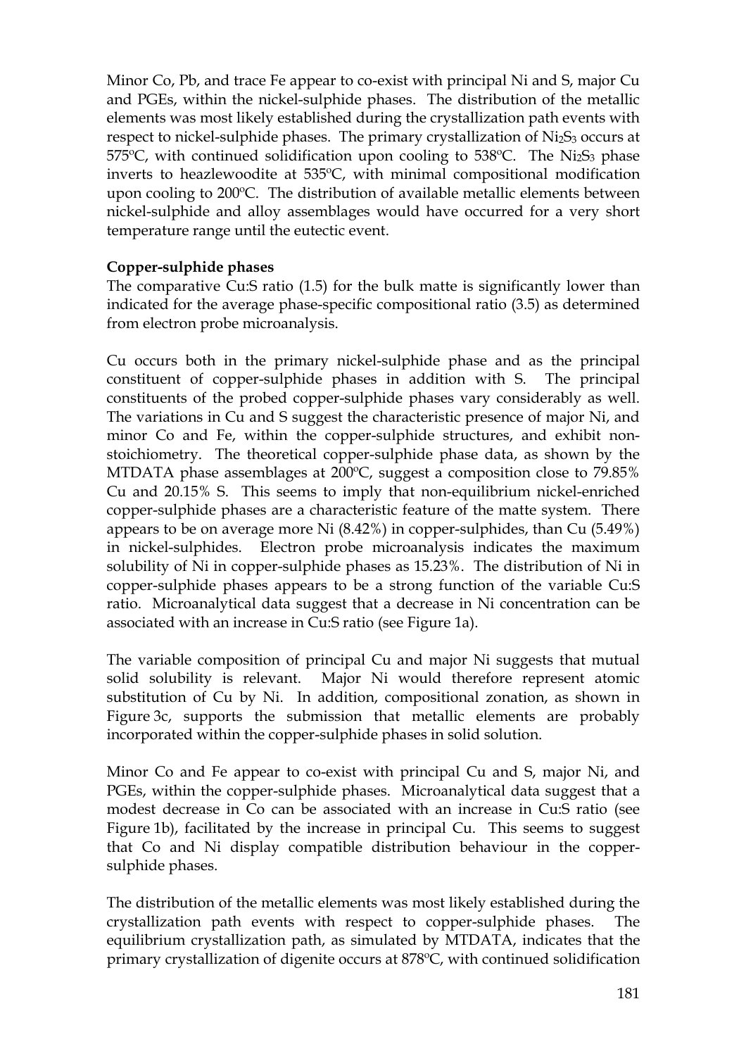Minor Co, Pb, and trace Fe appear to co-exist with principal Ni and S, major Cu and PGEs, within the nickel-sulphide phases. The distribution of the metallic elements was most likely established during the crystallization path events with respect to nickel-sulphide phases. The primary crystallization of $Ni_2S_3$ occurs at 575ºC, with continued solidification upon cooling to 538ºC. The $Ni_2S_3$ phase inverts to heazlewoodite at 535ºC, with minimal compositional modification upon cooling to 200ºC. The distribution of available metallic elements between nickel-sulphide and alloy assemblages would have occurred for a very short temperature range until the eutectic event.

**Copper-sulphide phases**

The comparative Cu:S ratio (1.5) for the bulk matte is significantly lower than indicated for the average phase-specific compositional ratio (3.5) as determined from electron probe microanalysis.

Cu occurs both in the primary nickel-sulphide phase and as the principal constituent of copper-sulphide phases in addition with S. The principal constituents of the probed copper-sulphide phases vary considerably as well. The variations in Cu and S suggest the characteristic presence of major Ni, and minor Co and Fe, within the copper-sulphide structures, and exhibit non-stoichiometry. The theoretical copper-sulphide phase data, as shown by the MTDATA phase assemblages at 200ºC, suggest a composition close to 79.85% Cu and 20.15% S. This seems to imply that non-equilibrium nickel-enriched copper-sulphide phases are a characteristic feature of the matte system. There appears to be on average more Ni (8.42%) in copper-sulphides, than Cu (5.49%) in nickel-sulphides. Electron probe microanalysis indicates the maximum solubility of Ni in copper-sulphide phases as 15.23%. The distribution of Ni in copper-sulphide phases appears to be a strong function of the variable Cu:S ratio. Microanalytical data suggest that a decrease in Ni concentration can be associated with an increase in Cu:S ratio (see Figure 1a).

The variable composition of principal Cu and major Ni suggests that mutual solid solubility is relevant. Major Ni would therefore represent atomic substitution of Cu by Ni. In addition, compositional zonation, as shown in Figure 3c, supports the submission that metallic elements are probably incorporated within the copper-sulphide phases in solid solution.

Minor Co and Fe appear to co-exist with principal Cu and S, major Ni, and PGEs, within the copper-sulphide phases. Microanalytical data suggest that a modest decrease in Co can be associated with an increase in Cu:S ratio (see Figure 1b), facilitated by the increase in principal Cu. This seems to suggest that Co and Ni display compatible distribution behaviour in the copper-sulphide phases.

The distribution of the metallic elements was most likely established during the crystallization path events with respect to copper-sulphide phases. The equilibrium crystallization path, as simulated by MTDATA, indicates that the primary crystallization of digenite occurs at 878ºC, with continued solidification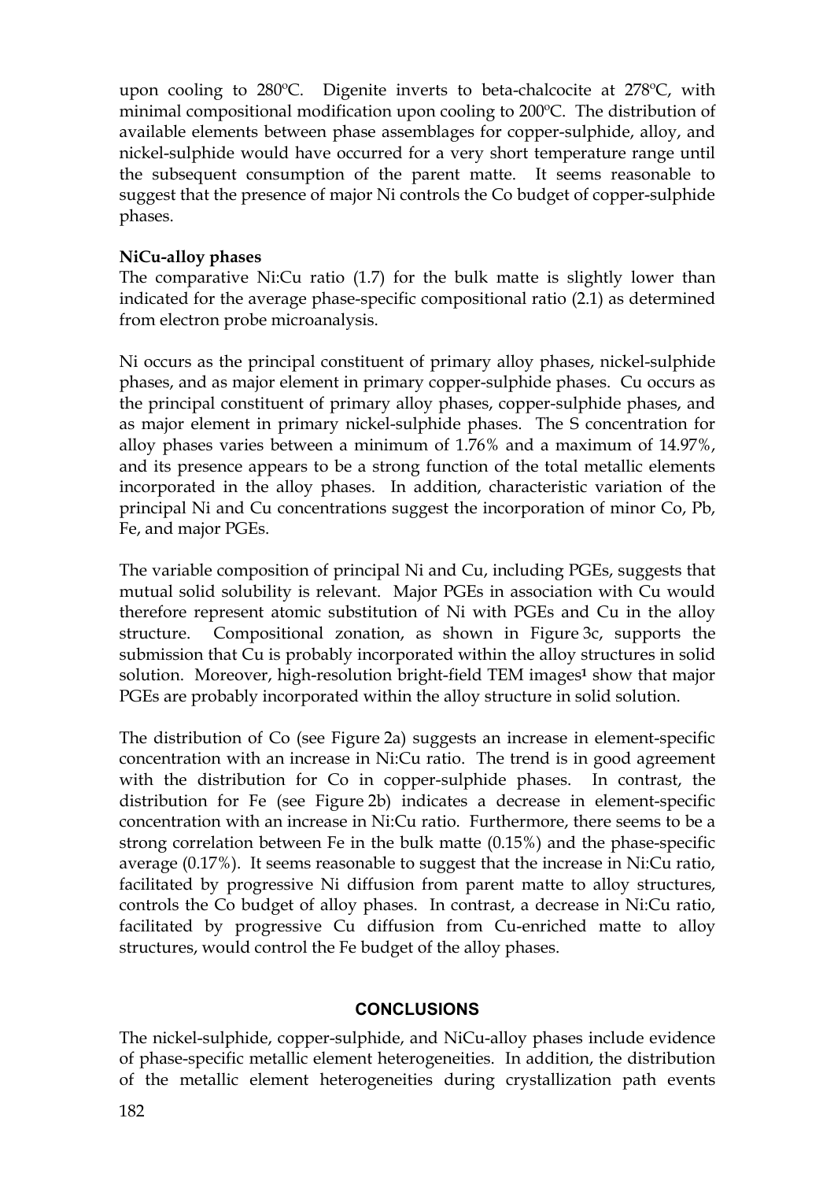upon cooling to 280ºC. Digenite inverts to beta-chalcocite at 278ºC, with minimal compositional modification upon cooling to 200ºC. The distribution of available elements between phase assemblages for copper-sulphide, alloy, and nickel-sulphide would have occurred for a very short temperature range until the subsequent consumption of the parent matte. It seems reasonable to suggest that the presence of major Ni controls the Co budget of copper-sulphide phases.

**NiCu-alloy phases**

The comparative Ni:Cu ratio (1.7) for the bulk matte is slightly lower than indicated for the average phase-specific compositional ratio (2.1) as determined from electron probe microanalysis.

Ni occurs as the principal constituent of primary alloy phases, nickel-sulphide phases, and as major element in primary copper-sulphide phases. Cu occurs as the principal constituent of primary alloy phases, copper-sulphide phases, and as major element in primary nickel-sulphide phases. The S concentration for alloy phases varies between a minimum of 1.76% and a maximum of 14.97%, and its presence appears to be a strong function of the total metallic elements incorporated in the alloy phases. In addition, characteristic variation of the principal Ni and Cu concentrations suggest the incorporation of minor Co, Pb, Fe, and major PGEs.

The variable composition of principal Ni and Cu, including PGEs, suggests that mutual solid solubility is relevant. Major PGEs in association with Cu would therefore represent atomic substitution of Ni with PGEs and Cu in the alloy structure. Compositional zonation, as shown in Figure 3c, supports the submission that Cu is probably incorporated within the alloy structures in solid solution. Moreover, high-resolution bright-field TEM images[1] show that major PGEs are probably incorporated within the alloy structure in solid solution.

The distribution of Co (see Figure 2a) suggests an increase in element-specific concentration with an increase in Ni:Cu ratio. The trend is in good agreement with the distribution for Co in copper-sulphide phases. In contrast, the distribution for Fe (see Figure 2b) indicates a decrease in element-specific concentration with an increase in Ni:Cu ratio. Furthermore, there seems to be a strong correlation between Fe in the bulk matte (0.15%) and the phase-specific average (0.17%). It seems reasonable to suggest that the increase in Ni:Cu ratio, facilitated by progressive Ni diffusion from parent matte to alloy structures, controls the Co budget of alloy phases. In contrast, a decrease in Ni:Cu ratio, facilitated by progressive Cu diffusion from Cu-enriched matte to alloy structures, would control the Fe budget of the alloy phases.

## CONCLUSIONS

The nickel-sulphide, copper-sulphide, and NiCu-alloy phases include evidence of phase-specific metallic element heterogeneities. In addition, the distribution of the metallic element heterogeneities during crystallization path events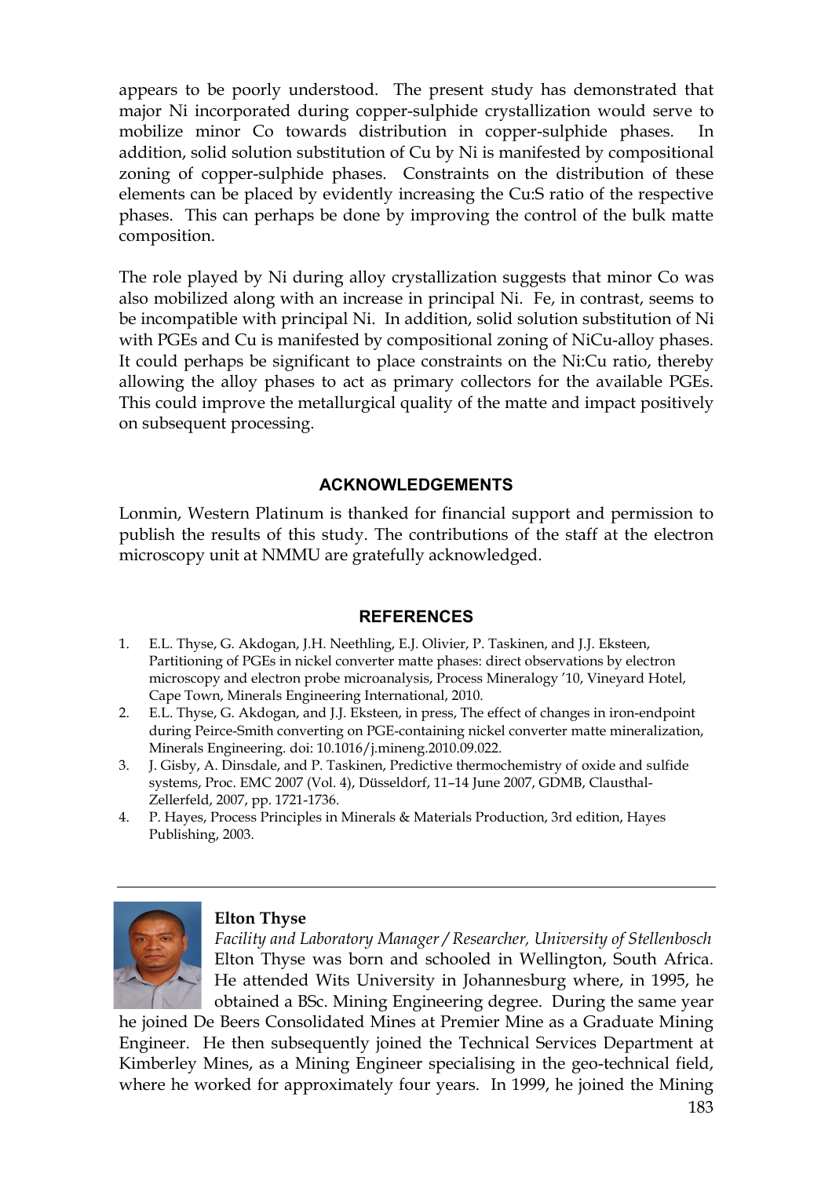appears to be poorly understood. The present study has demonstrated that major Ni incorporated during copper-sulphide crystallization would serve to mobilize minor Co towards distribution in copper-sulphide phases. In addition, solid solution substitution of Cu by Ni is manifested by compositional zoning of copper-sulphide phases. Constraints on the distribution of these elements can be placed by evidently increasing the Cu:S ratio of the respective phases. This can perhaps be done by improving the control of the bulk matte composition.

The role played by Ni during alloy crystallization suggests that minor Co was also mobilized along with an increase in principal Ni. Fe, in contrast, seems to be incompatible with principal Ni. In addition, solid solution substitution of Ni with PGEs and Cu is manifested by compositional zoning of NiCu-alloy phases. It could perhaps be significant to place constraints on the Ni:Cu ratio, thereby allowing the alloy phases to act as primary collectors for the available PGEs. This could improve the metallurgical quality of the matte and impact positively on subsequent processing.

## ACKNOWLEDGEMENTS

Lonmin, Western Platinum is thanked for financial support and permission to publish the results of this study. The contributions of the staff at the electron microscopy unit at NMMU are gratefully acknowledged.

## REFERENCES

1. E.L. Thyse, G. Akdogan, J.H. Neethling, E.J. Olivier, P. Taskinen, and J.J. Eksteen, Partitioning of PGEs in nickel converter matte phases: direct observations by electron microscopy and electron probe microanalysis, Process Mineralogy '10, Vineyard Hotel, Cape Town, Minerals Engineering International, 2010.
2. E.L. Thyse, G. Akdogan, and J.J. Eksteen, in press, The effect of changes in iron-endpoint during Peirce-Smith converting on PGE-containing nickel converter matte mineralization, Minerals Engineering. doi: 10.1016/j.mineng.2010.09.022.
3. J. Gisby, A. Dinsdale, and P. Taskinen, Predictive thermochemistry of oxide and sulfide systems, Proc. EMC 2007 (Vol. 4), Düsseldorf, 11–14 June 2007, GDMB, Clausthal-Zellerfeld, 2007, pp. 1721-1736.
4. P. Hayes, Process Principles in Minerals & Materials Production, 3rd edition, Hayes Publishing, 2003.

---

**Elton Thyse**

*Facility and Laboratory Manager / Researcher, University of Stellenbosch*

Elton Thyse was born and schooled in Wellington, South Africa. He attended Wits University in Johannesburg where, in 1995, he obtained a BSc. Mining Engineering degree. During the same year he joined De Beers Consolidated Mines at Premier Mine as a Graduate Mining Engineer. He then subsequently joined the Technical Services Department at Kimberley Mines, as a Mining Engineer specialising in the geo-technical field, where he worked for approximately four years. In 1999, he joined the Mining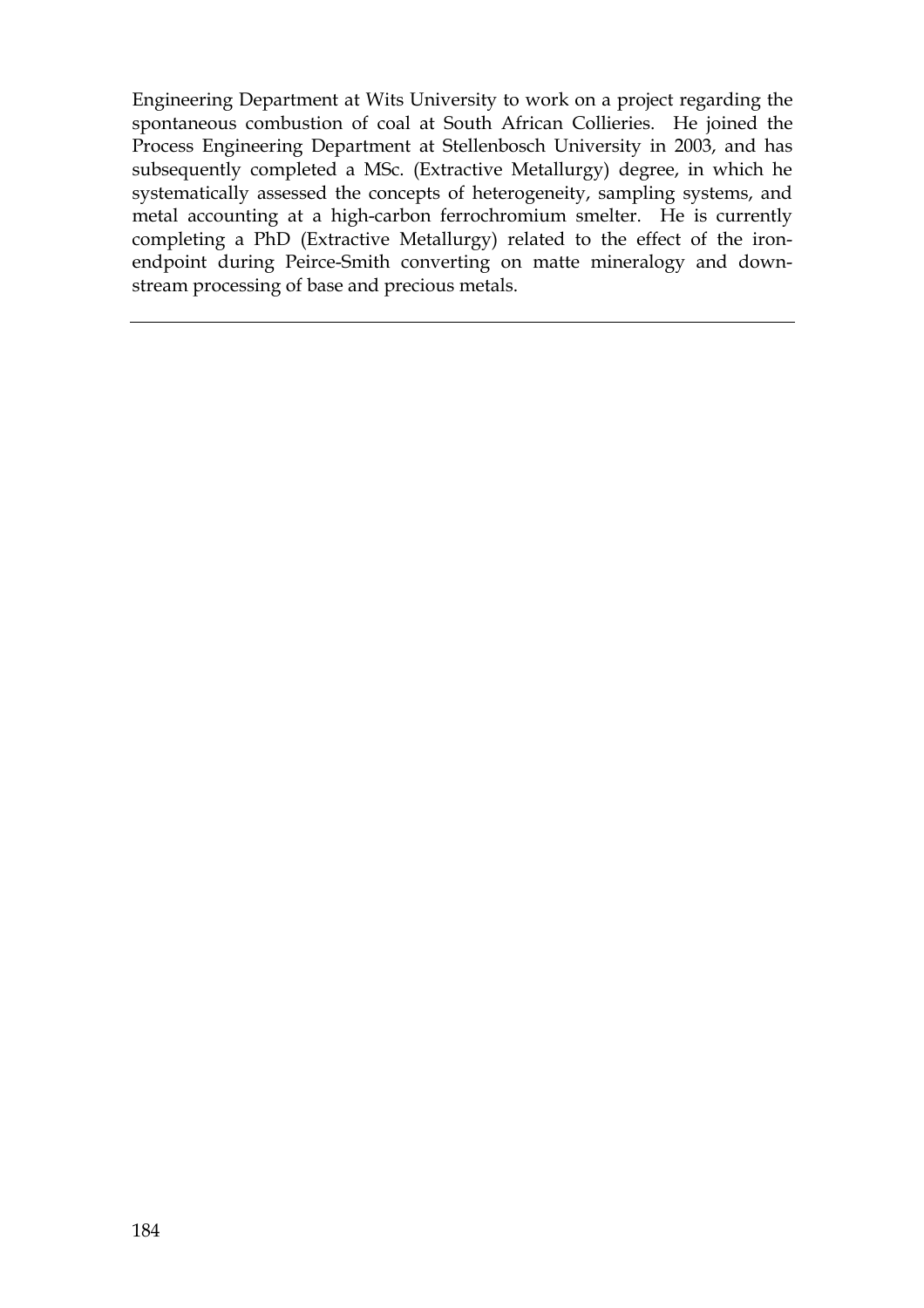Engineering Department at Wits University to work on a project regarding the spontaneous combustion of coal at South African Collieries. He joined the Process Engineering Department at Stellenbosch University in 2003, and has subsequently completed a MSc. (Extractive Metallurgy) degree, in which he systematically assessed the concepts of heterogeneity, sampling systems, and metal accounting at a high-carbon ferrochromium smelter. He is currently completing a PhD (Extractive Metallurgy) related to the effect of the iron-endpoint during Peirce-Smith converting on matte mineralogy and down-stream processing of base and precious metals.

---